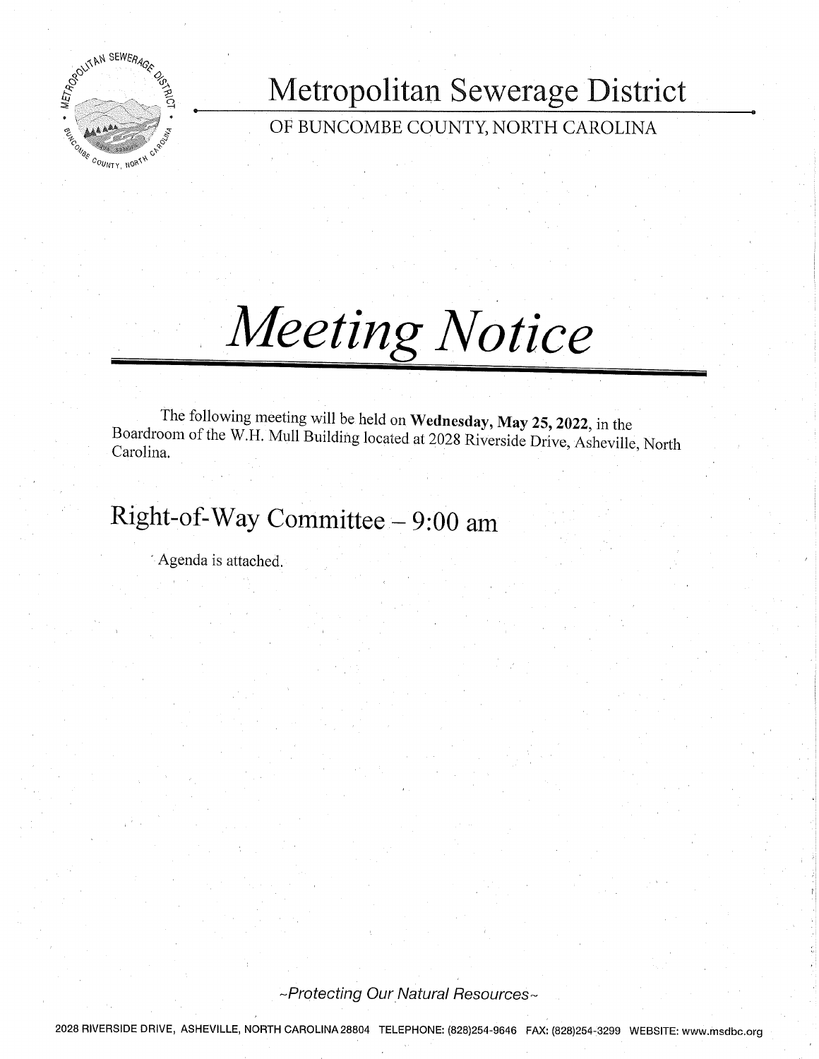# Metropolitan Sewerage District

OF BUNCOMBE COUNTY, NORTH CAROLINA

# *Meeting Notice*

The following meeting will be held on **Wednesday, May 25, 2022**, in the Boardroom of the W.H. Mull Building located at 2028 Riverside Drive, Asheville, North Carolina.

## Right-of-Way Committee – 9:00 am

Agenda is attached.

*~Protecting Our Natural Resources~*

2028 RIVERSIDE DRIVE, ASHEVILLE, NORTH CAROLINA 28804 TELEPHONE: (828)254-9646 FAX: (828)254-3299 WEBSITE: www.msdbc.org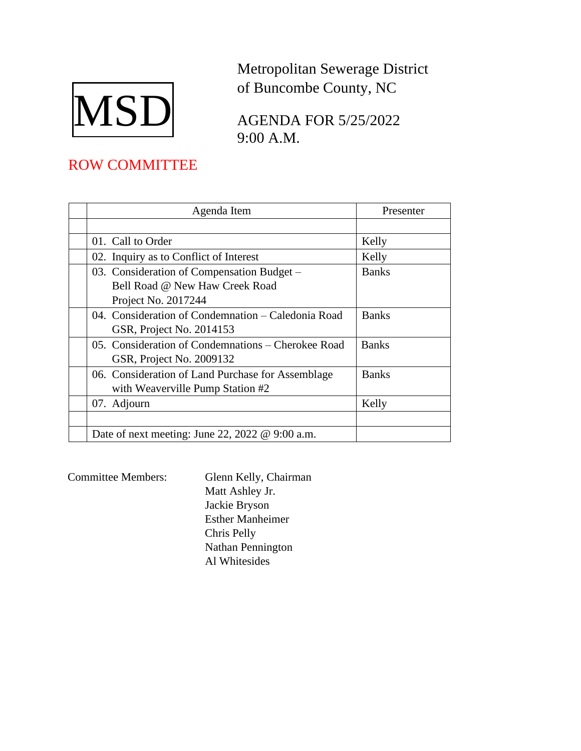MSD

Metropolitan Sewerage District
of Buncombe County, NC

AGENDA FOR 5/25/2022
9:00 A.M.

## ROW COMMITTEE

| | Agenda Item | Presenter |
|---|---|---|
| | | |
| | 01. Call to Order | Kelly |
| | 02. Inquiry as to Conflict of Interest | Kelly |
| | 03. Consideration of Compensation Budget – Bell Road @ New Haw Creek Road Project No. 2017244 | Banks |
| | 04. Consideration of Condemnation – Caledonia Road GSR, Project No. 2014153 | Banks |
| | 05. Consideration of Condemnations – Cherokee Road GSR, Project No. 2009132 | Banks |
| | 06. Consideration of Land Purchase for Assemblage with Weaverville Pump Station #2 | Banks |
| | 07. Adjourn | Kelly |
| | | |
| | Date of next meeting: June 22, 2022 @ 9:00 a.m. | |

Committee Members:

Glenn Kelly, Chairman
Matt Ashley Jr.
Jackie Bryson
Esther Manheimer
Chris Pelly
Nathan Pennington
Al Whitesides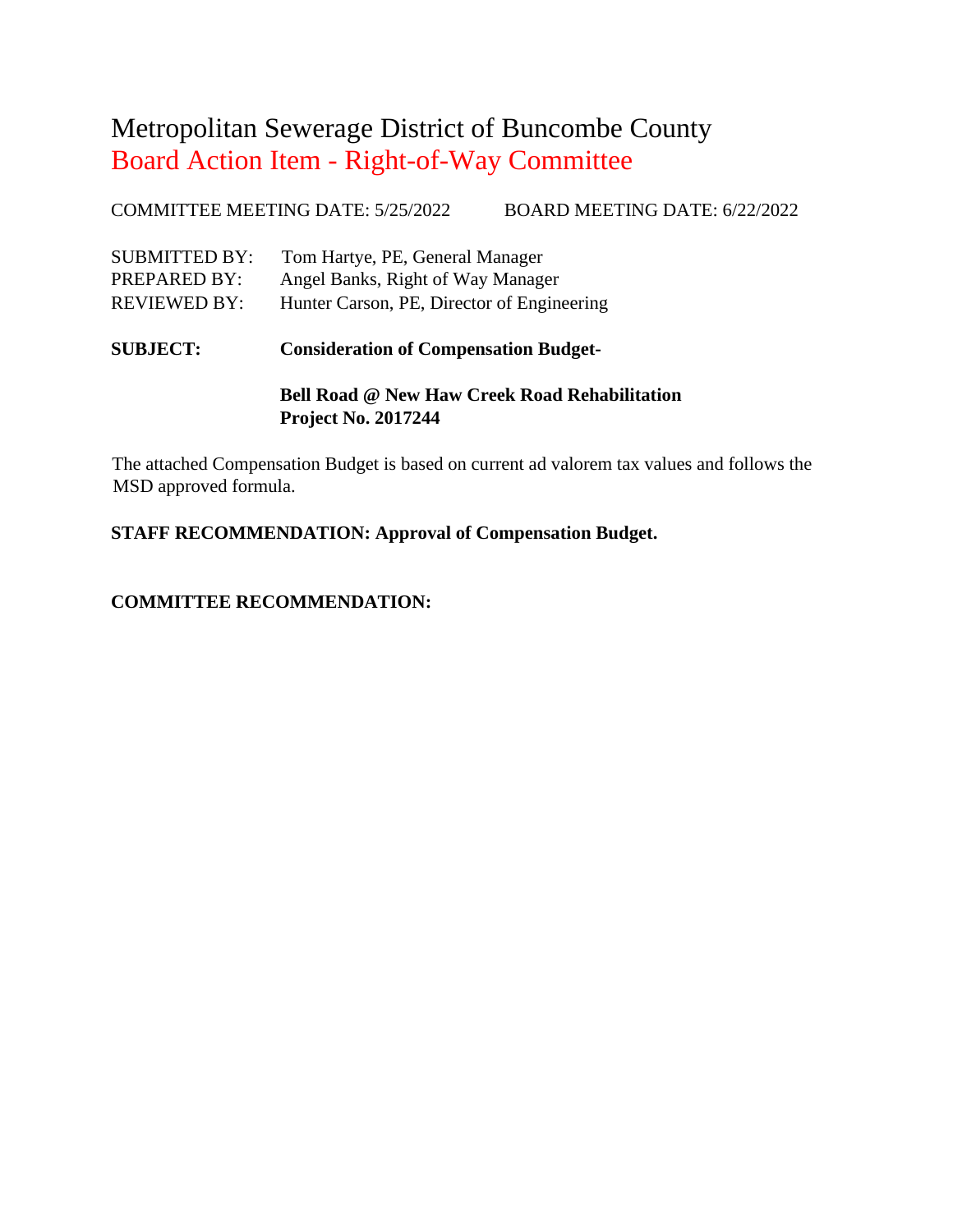# Metropolitan Sewerage District of Buncombe County

## Board Action Item - Right-of-Way Committee

COMMITTEE MEETING DATE: 5/25/2022 BOARD MEETING DATE: 6/22/2022

SUBMITTED BY: Tom Hartye, PE, General Manager
PREPARED BY: Angel Banks, Right of Way Manager
REVIEWED BY: Hunter Carson, PE, Director of Engineering

**SUBJECT: Consideration of Compensation Budget-**

**Bell Road @ New Haw Creek Road Rehabilitation**
**Project No. 2017244**

The attached Compensation Budget is based on current ad valorem tax values and follows the MSD approved formula.

**STAFF RECOMMENDATION: Approval of Compensation Budget.**

**COMMITTEE RECOMMENDATION:**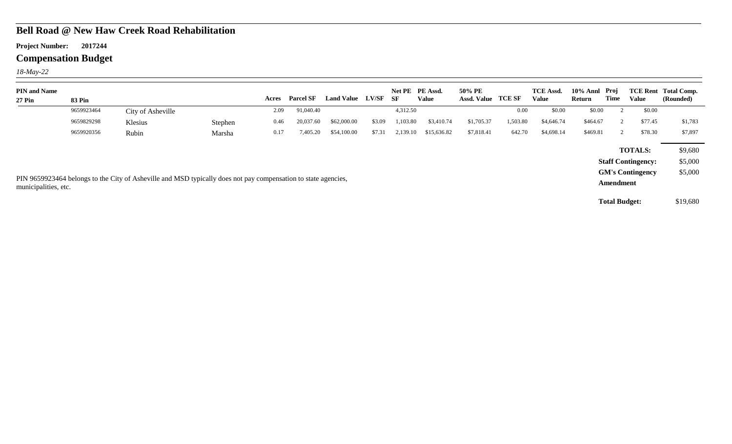# Bell Road @ New Haw Creek Road Rehabilitation

**Project Number:** **2017244**

## Compensation Budget

*18-May-22*

| PIN and Name 27 Pin | 83 Pin | | | Acres | Parcel SF | Land Value | LV/SF | Net PE SF | PE Assd. Value | 50% PE Assd. Value | TCE SF | TCE Assd. Value | 10% Annl Return | Proj Time | TCE Rent Value | Total Comp. (Rounded) |
|---|---|---|---|---|---|---|---|---|---|---|---|---|---|---|---|---|
| | 9659923464 | City of Asheville | | 2.09 | 91,040.40 | | | 4,312.50 | | | 0.00 | $0.00 | $0.00 | 2 | $0.00 | |
| | 9659829298 | Klesius | Stephen | 0.46 | 20,037.60 | $62,000.00 | $3.09 | 1,103.80 | $3,410.74 | $1,705.37 | 1,503.80 | $4,646.74 | $464.67 | 2 | $77.45 | $1,783 |
| | 9659920356 | Rubin | Marsha | 0.17 | 7,405.20 | $54,100.00 | $7.31 | 2,139.10 | $15,636.82 | $7,818.41 | 642.70 | $4,698.14 | $469.81 | 2 | $78.30 | $7,897 |

| | |
|---|---|
| **TOTALS:** | $9,680 |
| **Staff Contingency:** | $5,000 |
| **GM's Contingency Amendment** | $5,000 |
| **Total Budget:** | $19,680 |

PIN 9659923464 belongs to the City of Asheville and MSD typically does not pay compensation to state agencies, municipalities, etc.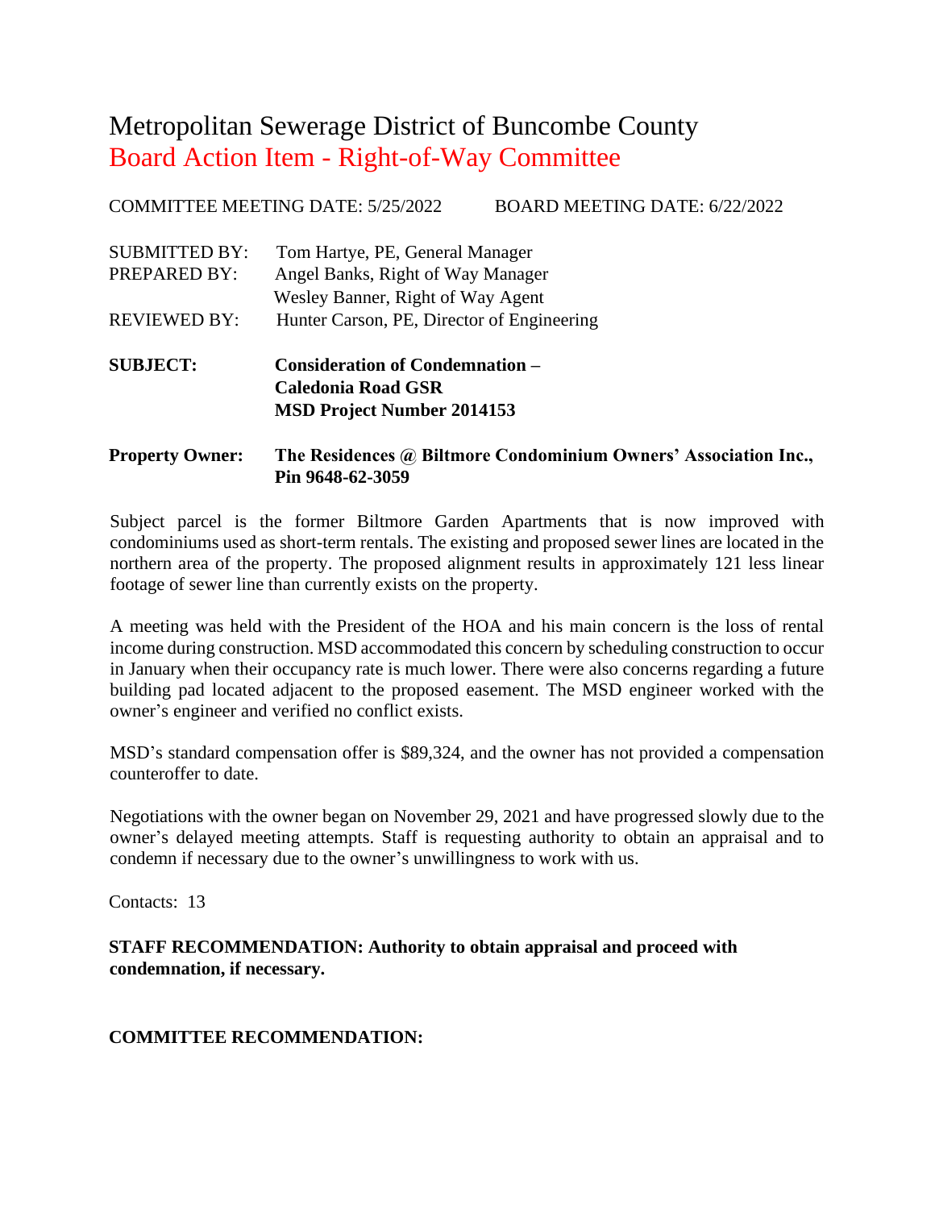# Metropolitan Sewerage District of Buncombe County

## Board Action Item - Right-of-Way Committee

COMMITTEE MEETING DATE: 5/25/2022 BOARD MEETING DATE: 6/22/2022

SUBMITTED BY: Tom Hartye, PE, General Manager
PREPARED BY: Angel Banks, Right of Way Manager
Wesley Banner, Right of Way Agent
REVIEWED BY: Hunter Carson, PE, Director of Engineering

**SUBJECT:** **Consideration of Condemnation –**
**Caledonia Road GSR**
**MSD Project Number 2014153**

**Property Owner:** **The Residences @ Biltmore Condominium Owners' Association Inc., Pin 9648-62-3059**

Subject parcel is the former Biltmore Garden Apartments that is now improved with condominiums used as short-term rentals. The existing and proposed sewer lines are located in the northern area of the property. The proposed alignment results in approximately 121 less linear footage of sewer line than currently exists on the property.

A meeting was held with the President of the HOA and his main concern is the loss of rental income during construction. MSD accommodated this concern by scheduling construction to occur in January when their occupancy rate is much lower. There were also concerns regarding a future building pad located adjacent to the proposed easement. The MSD engineer worked with the owner's engineer and verified no conflict exists.

MSD's standard compensation offer is $89,324, and the owner has not provided a compensation counteroffer to date.

Negotiations with the owner began on November 29, 2021 and have progressed slowly due to the owner's delayed meeting attempts. Staff is requesting authority to obtain an appraisal and to condemn if necessary due to the owner's unwillingness to work with us.

Contacts: 13

**STAFF RECOMMENDATION: Authority to obtain appraisal and proceed with condemnation, if necessary.**

**COMMITTEE RECOMMENDATION:**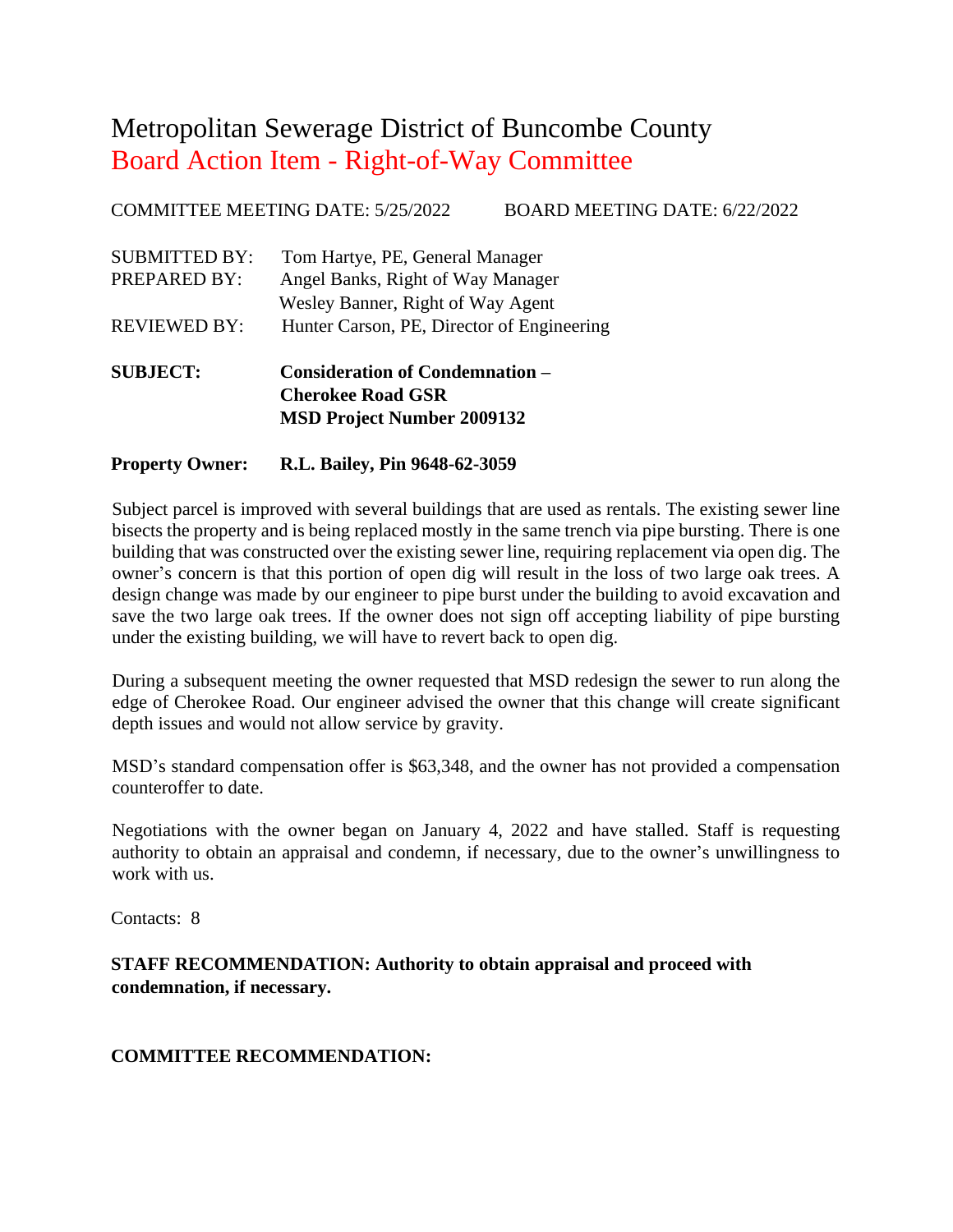# Metropolitan Sewerage District of Buncombe County

## Board Action Item - Right-of-Way Committee

COMMITTEE MEETING DATE: 5/25/2022 BOARD MEETING DATE: 6/22/2022

SUBMITTED BY: Tom Hartye, PE, General Manager
PREPARED BY: Angel Banks, Right of Way Manager
Wesley Banner, Right of Way Agent
REVIEWED BY: Hunter Carson, PE, Director of Engineering

**SUBJECT: Consideration of Condemnation – Cherokee Road GSR MSD Project Number 2009132**

**Property Owner: R.L. Bailey, Pin 9648-62-3059**

Subject parcel is improved with several buildings that are used as rentals. The existing sewer line bisects the property and is being replaced mostly in the same trench via pipe bursting. There is one building that was constructed over the existing sewer line, requiring replacement via open dig. The owner's concern is that this portion of open dig will result in the loss of two large oak trees. A design change was made by our engineer to pipe burst under the building to avoid excavation and save the two large oak trees. If the owner does not sign off accepting liability of pipe bursting under the existing building, we will have to revert back to open dig.

During a subsequent meeting the owner requested that MSD redesign the sewer to run along the edge of Cherokee Road. Our engineer advised the owner that this change will create significant depth issues and would not allow service by gravity.

MSD's standard compensation offer is $63,348, and the owner has not provided a compensation counteroffer to date.

Negotiations with the owner began on January 4, 2022 and have stalled. Staff is requesting authority to obtain an appraisal and condemn, if necessary, due to the owner's unwillingness to work with us.

Contacts: 8

**STAFF RECOMMENDATION: Authority to obtain appraisal and proceed with condemnation, if necessary.**

**COMMITTEE RECOMMENDATION:**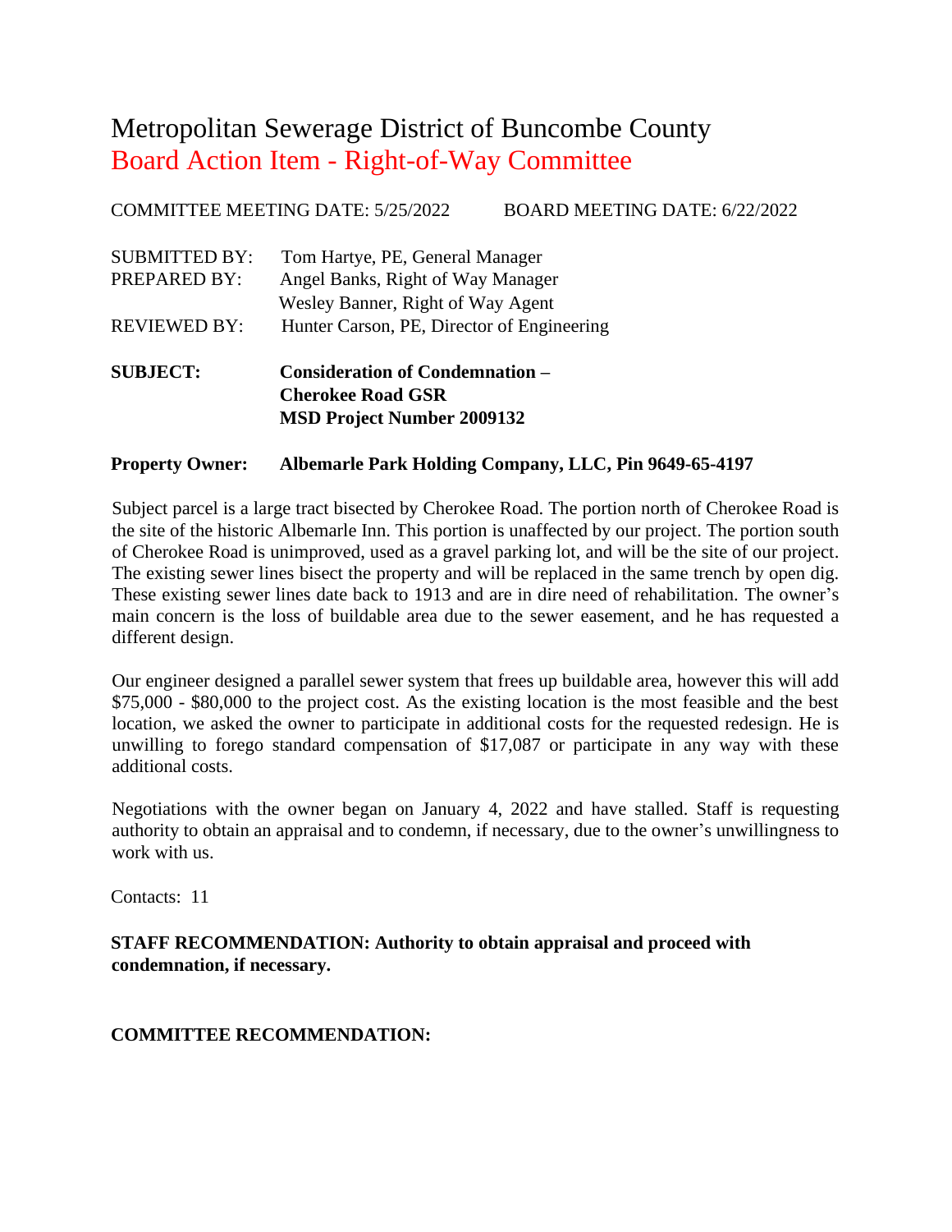# Metropolitan Sewerage District of Buncombe County

## Board Action Item - Right-of-Way Committee

COMMITTEE MEETING DATE: 5/25/2022 BOARD MEETING DATE: 6/22/2022

SUBMITTED BY: Tom Hartye, PE, General Manager
PREPARED BY: Angel Banks, Right of Way Manager
Wesley Banner, Right of Way Agent
REVIEWED BY: Hunter Carson, PE, Director of Engineering

**SUBJECT: Consideration of Condemnation – Cherokee Road GSR MSD Project Number 2009132**

**Property Owner: Albemarle Park Holding Company, LLC, Pin 9649-65-4197**

Subject parcel is a large tract bisected by Cherokee Road. The portion north of Cherokee Road is the site of the historic Albemarle Inn. This portion is unaffected by our project. The portion south of Cherokee Road is unimproved, used as a gravel parking lot, and will be the site of our project. The existing sewer lines bisect the property and will be replaced in the same trench by open dig. These existing sewer lines date back to 1913 and are in dire need of rehabilitation. The owner's main concern is the loss of buildable area due to the sewer easement, and he has requested a different design.

Our engineer designed a parallel sewer system that frees up buildable area, however this will add $75,000 - $80,000 to the project cost. As the existing location is the most feasible and the best location, we asked the owner to participate in additional costs for the requested redesign. He is unwilling to forego standard compensation of $17,087 or participate in any way with these additional costs.

Negotiations with the owner began on January 4, 2022 and have stalled. Staff is requesting authority to obtain an appraisal and to condemn, if necessary, due to the owner's unwillingness to work with us.

Contacts: 11

**STAFF RECOMMENDATION: Authority to obtain appraisal and proceed with condemnation, if necessary.**

**COMMITTEE RECOMMENDATION:**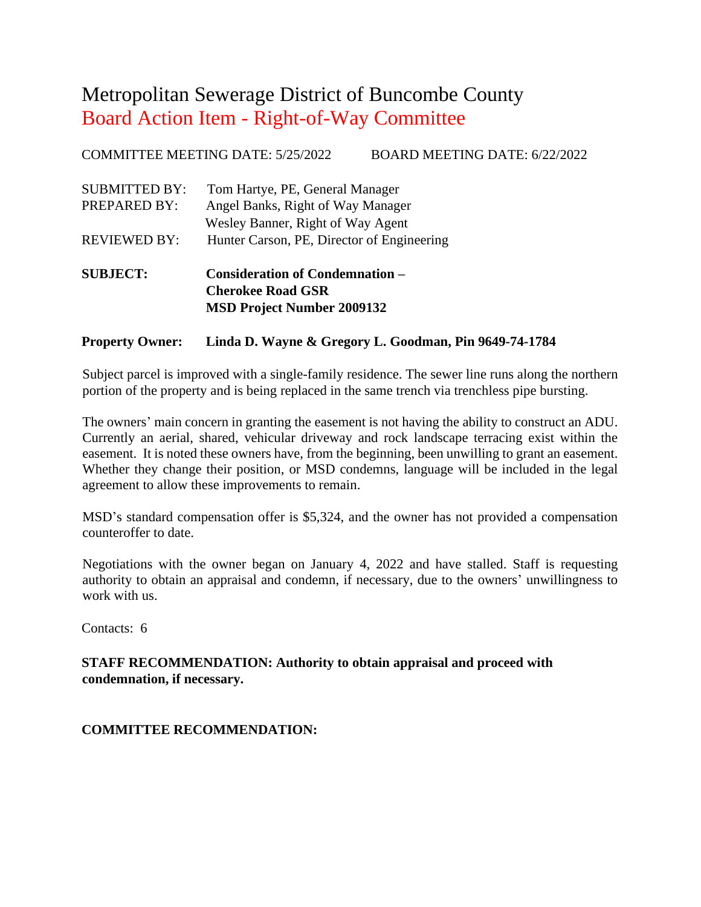# Metropolitan Sewerage District of Buncombe County

## Board Action Item - Right-of-Way Committee

COMMITTEE MEETING DATE: 5/25/2022 BOARD MEETING DATE: 6/22/2022

SUBMITTED BY: Tom Hartye, PE, General Manager
PREPARED BY: Angel Banks, Right of Way Manager
Wesley Banner, Right of Way Agent
REVIEWED BY: Hunter Carson, PE, Director of Engineering

**SUBJECT: Consideration of Condemnation – Cherokee Road GSR MSD Project Number 2009132**

**Property Owner: Linda D. Wayne & Gregory L. Goodman, Pin 9649-74-1784**

Subject parcel is improved with a single-family residence. The sewer line runs along the northern portion of the property and is being replaced in the same trench via trenchless pipe bursting.

The owners' main concern in granting the easement is not having the ability to construct an ADU. Currently an aerial, shared, vehicular driveway and rock landscape terracing exist within the easement. It is noted these owners have, from the beginning, been unwilling to grant an easement. Whether they change their position, or MSD condemns, language will be included in the legal agreement to allow these improvements to remain.

MSD's standard compensation offer is $5,324, and the owner has not provided a compensation counteroffer to date.

Negotiations with the owner began on January 4, 2022 and have stalled. Staff is requesting authority to obtain an appraisal and condemn, if necessary, due to the owners' unwillingness to work with us.

Contacts: 6

**STAFF RECOMMENDATION: Authority to obtain appraisal and proceed with condemnation, if necessary.**

**COMMITTEE RECOMMENDATION:**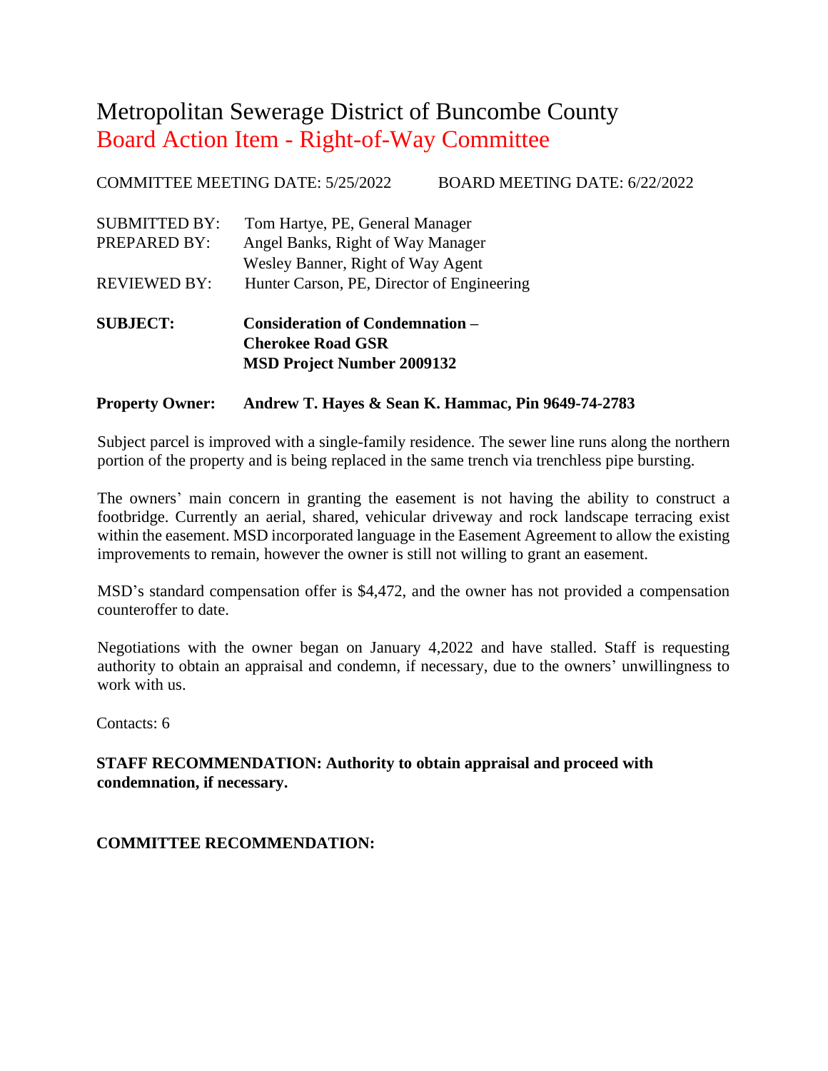# Metropolitan Sewerage District of Buncombe County

## Board Action Item - Right-of-Way Committee

COMMITTEE MEETING DATE: 5/25/2022 BOARD MEETING DATE: 6/22/2022

SUBMITTED BY: Tom Hartye, PE, General Manager
PREPARED BY: Angel Banks, Right of Way Manager
Wesley Banner, Right of Way Agent
REVIEWED BY: Hunter Carson, PE, Director of Engineering

**SUBJECT: Consideration of Condemnation – Cherokee Road GSR MSD Project Number 2009132**

**Property Owner: Andrew T. Hayes & Sean K. Hammac, Pin 9649-74-2783**

Subject parcel is improved with a single-family residence. The sewer line runs along the northern portion of the property and is being replaced in the same trench via trenchless pipe bursting.

The owners' main concern in granting the easement is not having the ability to construct a footbridge. Currently an aerial, shared, vehicular driveway and rock landscape terracing exist within the easement. MSD incorporated language in the Easement Agreement to allow the existing improvements to remain, however the owner is still not willing to grant an easement.

MSD's standard compensation offer is $4,472, and the owner has not provided a compensation counteroffer to date.

Negotiations with the owner began on January 4,2022 and have stalled. Staff is requesting authority to obtain an appraisal and condemn, if necessary, due to the owners' unwillingness to work with us.

Contacts: 6

**STAFF RECOMMENDATION: Authority to obtain appraisal and proceed with condemnation, if necessary.**

**COMMITTEE RECOMMENDATION:**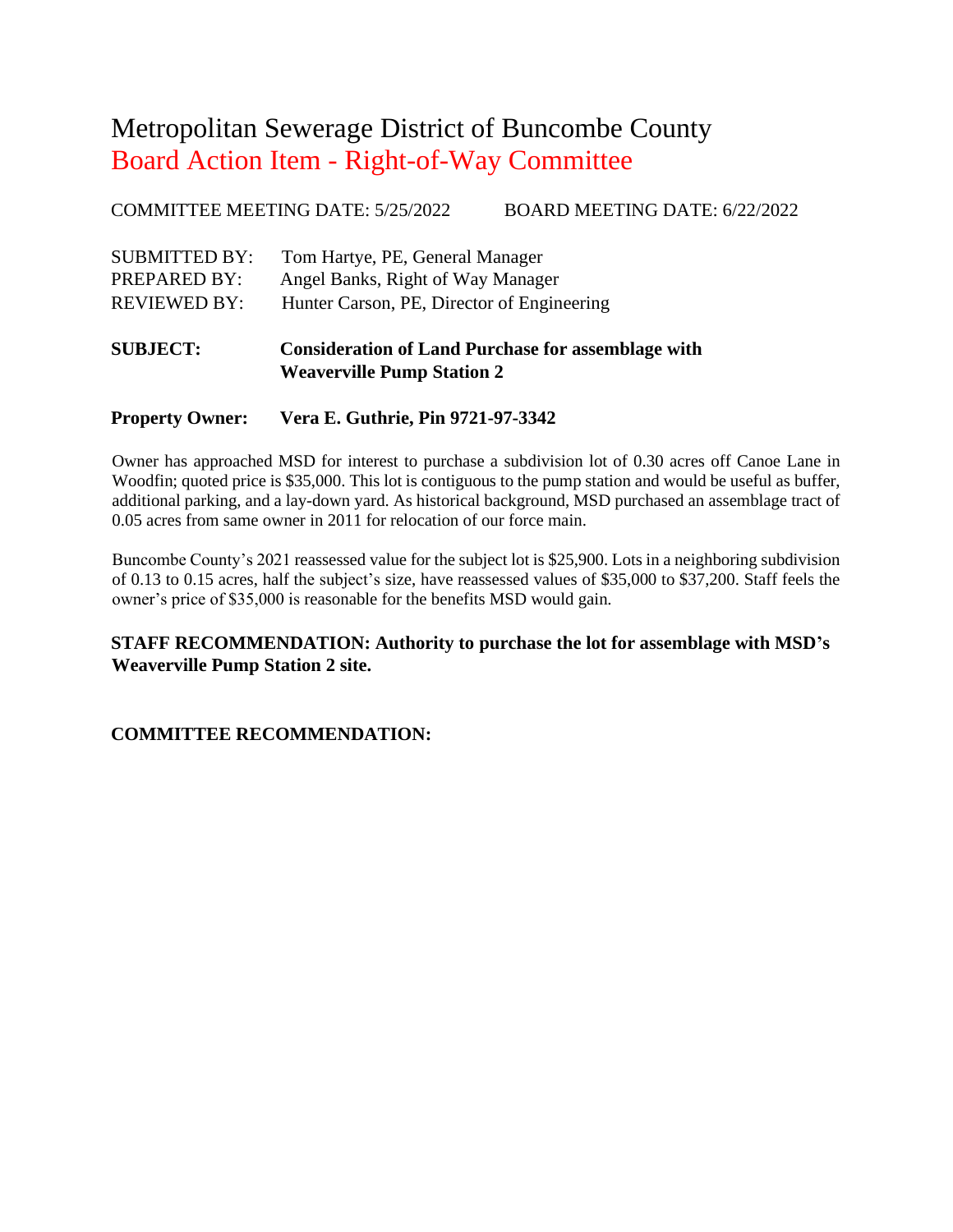# Metropolitan Sewerage District of Buncombe County
## Board Action Item - Right-of-Way Committee

COMMITTEE MEETING DATE: 5/25/2022  BOARD MEETING DATE: 6/22/2022

SUBMITTED BY: Tom Hartye, PE, General Manager
PREPARED BY: Angel Banks, Right of Way Manager
REVIEWED BY: Hunter Carson, PE, Director of Engineering

**SUBJECT: Consideration of Land Purchase for assemblage with Weaverville Pump Station 2**

**Property Owner: Vera E. Guthrie, Pin 9721-97-3342**

Owner has approached MSD for interest to purchase a subdivision lot of 0.30 acres off Canoe Lane in Woodfin; quoted price is $35,000. This lot is contiguous to the pump station and would be useful as buffer, additional parking, and a lay-down yard. As historical background, MSD purchased an assemblage tract of 0.05 acres from same owner in 2011 for relocation of our force main.

Buncombe County's 2021 reassessed value for the subject lot is $25,900. Lots in a neighboring subdivision of 0.13 to 0.15 acres, half the subject's size, have reassessed values of $35,000 to $37,200. Staff feels the owner's price of $35,000 is reasonable for the benefits MSD would gain.

**STAFF RECOMMENDATION: Authority to purchase the lot for assemblage with MSD's Weaverville Pump Station 2 site.**

**COMMITTEE RECOMMENDATION:**